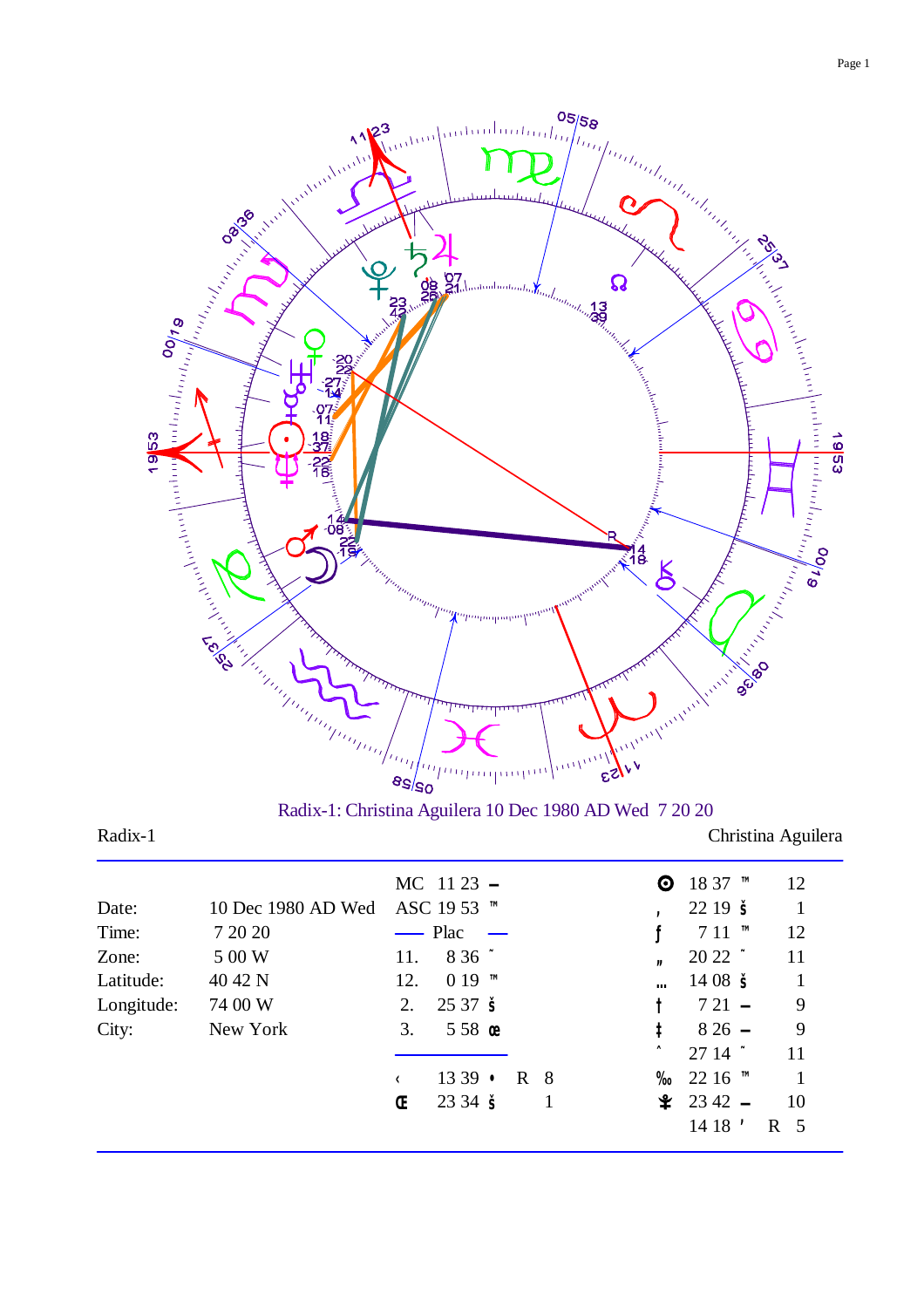Radix-1: Christina Aguilera 10 Dec 1980 AD Wed 7 20 20

Radix-1 Christina Aguilera

| | | | | | | | | |
|---|---|---|---|---|---|---|---|---|
| Date: | 10 Dec 1980 AD Wed | MC 11 23 – | | | ʘ | 18 37 ™ | | 12 |
| Time: | 7 20 20 | ASC 19 53 ™ | | | , | 22 19 š | | 1 |
| Zone: | 5 00 W | —— Plac —— | | | ƒ | 7 11 ™ | | 12 |
| Latitude: | 40 42 N | 11. 8 36 ˜ | | | „ | 20 22 ˜ | | 11 |
| Longitude: | 74 00 W | 12. 0 19 ™ | | | … | 14 08 š | | 1 |
| City: | New York | 2. 25 37 š | | | † | 7 21 – | | 9 |
| | | 3. 5 58 œ | | | ‡ | 8 26 – | | 9 |
| | | | | | ˆ | 27 14 ˜ | | 11 |
| | | ‹ 13 39 • | R | 8 | ‰ | 22 16 ™ | | 1 |
| | | Œ 23 34 š | | 1 | ⚵ | 23 42 – | | 10 |
| | | | | | | 14 18 ' | R | 5 |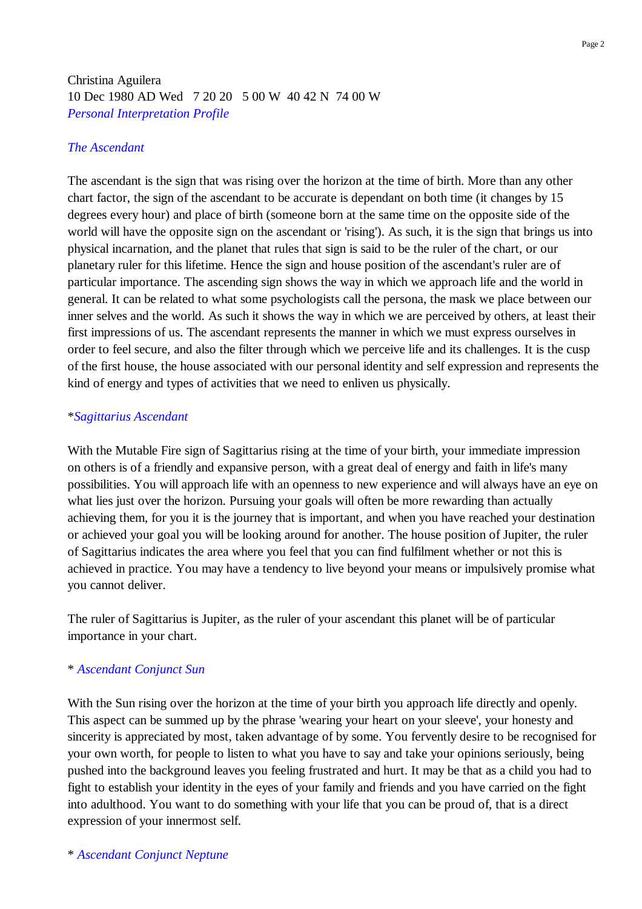Christina Aguilera
10 Dec 1980 AD Wed 7 20 20 5 00 W 40 42 N 74 00 W
*Personal Interpretation Profile*

## *The Ascendant*

The ascendant is the sign that was rising over the horizon at the time of birth. More than any other chart factor, the sign of the ascendant to be accurate is dependant on both time (it changes by 15 degrees every hour) and place of birth (someone born at the same time on the opposite side of the world will have the opposite sign on the ascendant or 'rising'). As such, it is the sign that brings us into physical incarnation, and the planet that rules that sign is said to be the ruler of the chart, or our planetary ruler for this lifetime. Hence the sign and house position of the ascendant's ruler are of particular importance. The ascending sign shows the way in which we approach life and the world in general. It can be related to what some psychologists call the persona, the mask we place between our inner selves and the world. As such it shows the way in which we are perceived by others, at least their first impressions of us. The ascendant represents the manner in which we must express ourselves in order to feel secure, and also the filter through which we perceive life and its challenges. It is the cusp of the first house, the house associated with our personal identity and self expression and represents the kind of energy and types of activities that we need to enliven us physically.

### *\*Sagittarius Ascendant*

With the Mutable Fire sign of Sagittarius rising at the time of your birth, your immediate impression on others is of a friendly and expansive person, with a great deal of energy and faith in life's many possibilities. You will approach life with an openness to new experience and will always have an eye on what lies just over the horizon. Pursuing your goals will often be more rewarding than actually achieving them, for you it is the journey that is important, and when you have reached your destination or achieved your goal you will be looking around for another. The house position of Jupiter, the ruler of Sagittarius indicates the area where you feel that you can find fulfilment whether or not this is achieved in practice. You may have a tendency to live beyond your means or impulsively promise what you cannot deliver.

The ruler of Sagittarius is Jupiter, as the ruler of your ascendant this planet will be of particular importance in your chart.

### \* *Ascendant Conjunct Sun*

With the Sun rising over the horizon at the time of your birth you approach life directly and openly. This aspect can be summed up by the phrase 'wearing your heart on your sleeve', your honesty and sincerity is appreciated by most, taken advantage of by some. You fervently desire to be recognised for your own worth, for people to listen to what you have to say and take your opinions seriously, being pushed into the background leaves you feeling frustrated and hurt. It may be that as a child you had to fight to establish your identity in the eyes of your family and friends and you have carried on the fight into adulthood. You want to do something with your life that you can be proud of, that is a direct expression of your innermost self.

### \* *Ascendant Conjunct Neptune*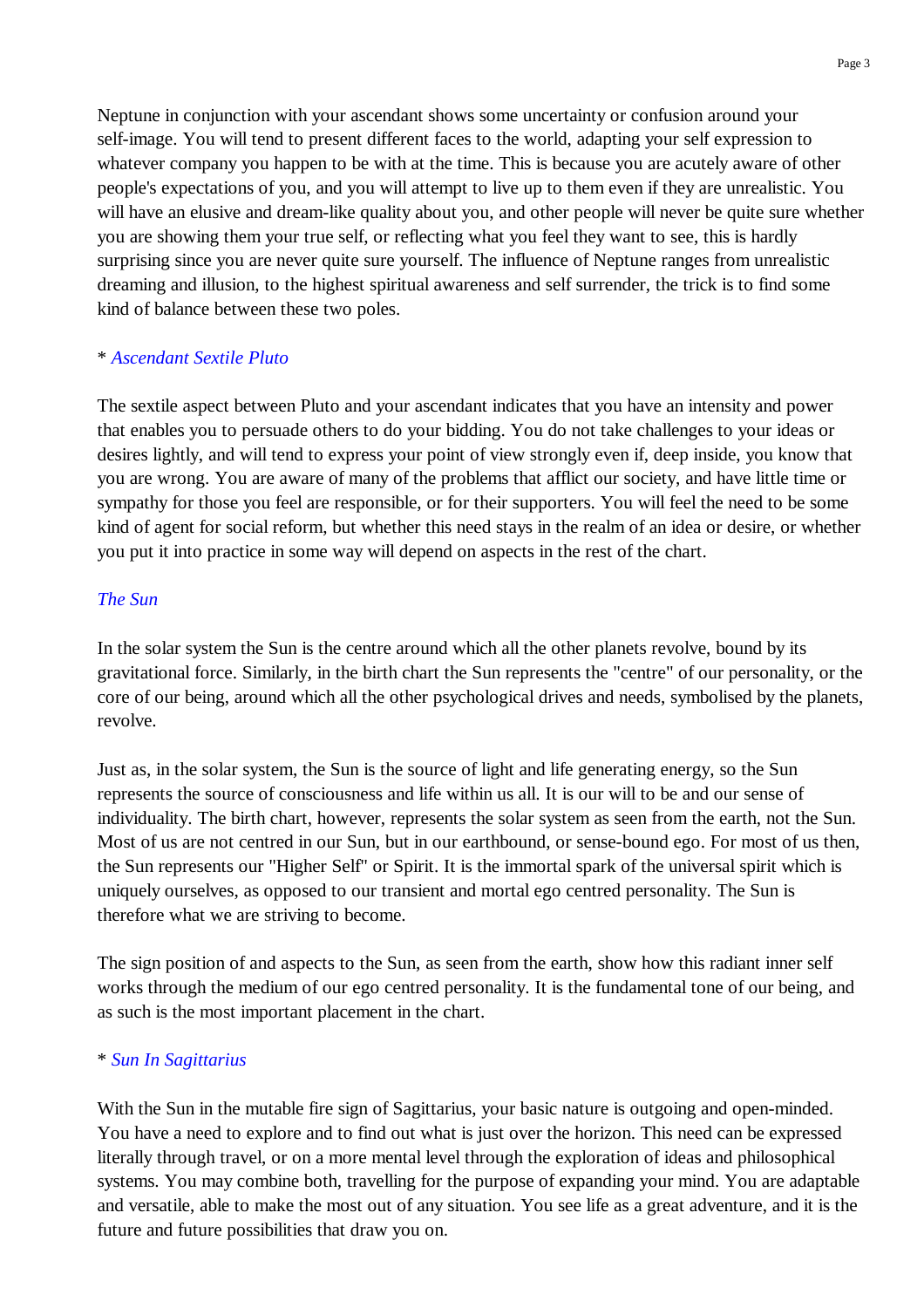Neptune in conjunction with your ascendant shows some uncertainty or confusion around your self-image. You will tend to present different faces to the world, adapting your self expression to whatever company you happen to be with at the time. This is because you are acutely aware of other people's expectations of you, and you will attempt to live up to them even if they are unrealistic. You will have an elusive and dream-like quality about you, and other people will never be quite sure whether you are showing them your true self, or reflecting what you feel they want to see, this is hardly surprising since you are never quite sure yourself. The influence of Neptune ranges from unrealistic dreaming and illusion, to the highest spiritual awareness and self surrender, the trick is to find some kind of balance between these two poles.

\* *Ascendant Sextile Pluto*

The sextile aspect between Pluto and your ascendant indicates that you have an intensity and power that enables you to persuade others to do your bidding. You do not take challenges to your ideas or desires lightly, and will tend to express your point of view strongly even if, deep inside, you know that you are wrong. You are aware of many of the problems that afflict our society, and have little time or sympathy for those you feel are responsible, or for their supporters. You will feel the need to be some kind of agent for social reform, but whether this need stays in the realm of an idea or desire, or whether you put it into practice in some way will depend on aspects in the rest of the chart.

*The Sun*

In the solar system the Sun is the centre around which all the other planets revolve, bound by its gravitational force. Similarly, in the birth chart the Sun represents the "centre" of our personality, or the core of our being, around which all the other psychological drives and needs, symbolised by the planets, revolve.

Just as, in the solar system, the Sun is the source of light and life generating energy, so the Sun represents the source of consciousness and life within us all. It is our will to be and our sense of individuality. The birth chart, however, represents the solar system as seen from the earth, not the Sun. Most of us are not centred in our Sun, but in our earthbound, or sense-bound ego. For most of us then, the Sun represents our "Higher Self" or Spirit. It is the immortal spark of the universal spirit which is uniquely ourselves, as opposed to our transient and mortal ego centred personality. The Sun is therefore what we are striving to become.

The sign position of and aspects to the Sun, as seen from the earth, show how this radiant inner self works through the medium of our ego centred personality. It is the fundamental tone of our being, and as such is the most important placement in the chart.

\* *Sun In Sagittarius*

With the Sun in the mutable fire sign of Sagittarius, your basic nature is outgoing and open-minded. You have a need to explore and to find out what is just over the horizon. This need can be expressed literally through travel, or on a more mental level through the exploration of ideas and philosophical systems. You may combine both, travelling for the purpose of expanding your mind. You are adaptable and versatile, able to make the most out of any situation. You see life as a great adventure, and it is the future and future possibilities that draw you on.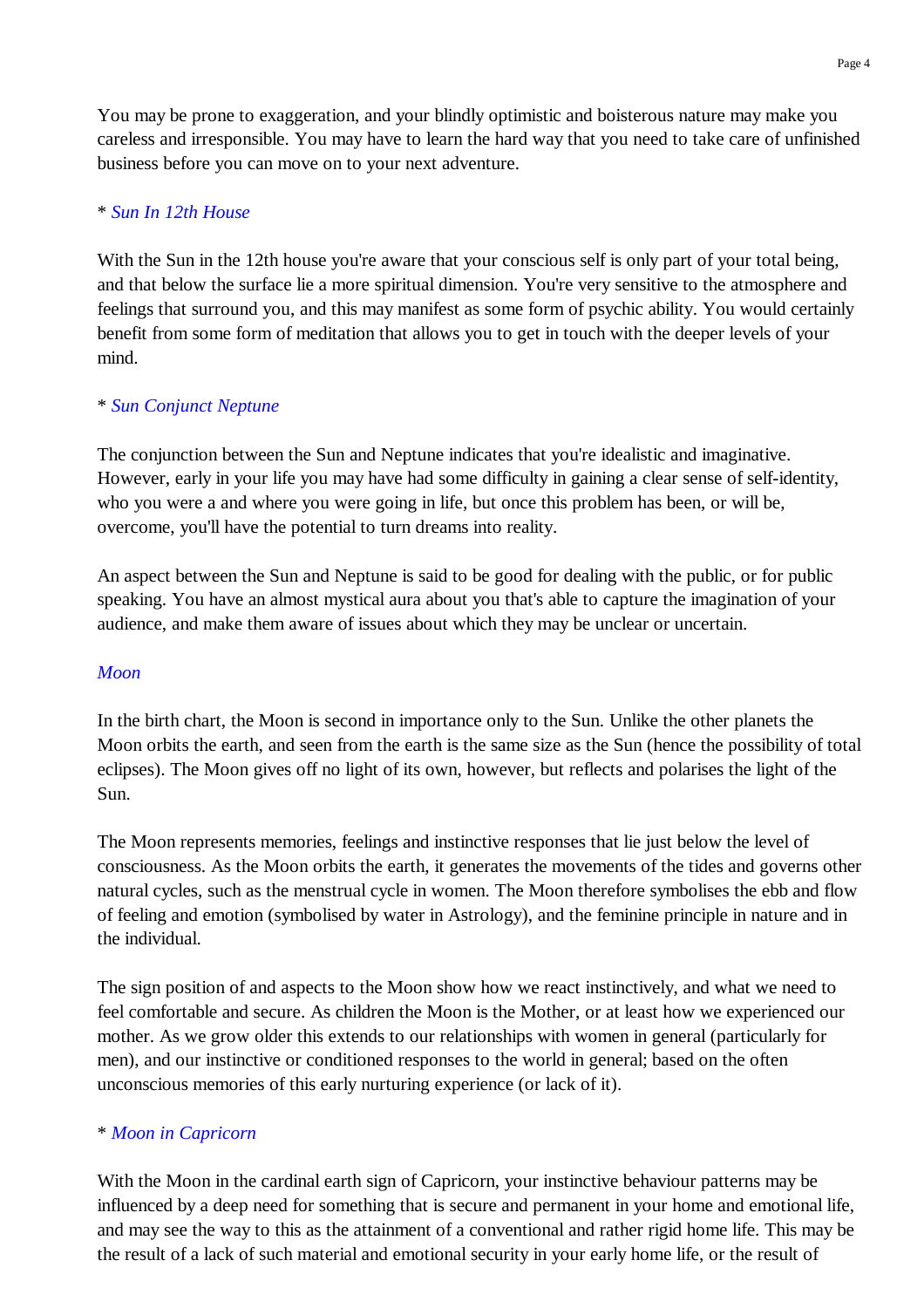You may be prone to exaggeration, and your blindly optimistic and boisterous nature may make you careless and irresponsible. You may have to learn the hard way that you need to take care of unfinished business before you can move on to your next adventure.

* *Sun In 12th House*

With the Sun in the 12th house you're aware that your conscious self is only part of your total being, and that below the surface lie a more spiritual dimension. You're very sensitive to the atmosphere and feelings that surround you, and this may manifest as some form of psychic ability. You would certainly benefit from some form of meditation that allows you to get in touch with the deeper levels of your mind.

* *Sun Conjunct Neptune*

The conjunction between the Sun and Neptune indicates that you're idealistic and imaginative. However, early in your life you may have had some difficulty in gaining a clear sense of self-identity, who you were a and where you were going in life, but once this problem has been, or will be, overcome, you'll have the potential to turn dreams into reality.

An aspect between the Sun and Neptune is said to be good for dealing with the public, or for public speaking. You have an almost mystical aura about you that's able to capture the imagination of your audience, and make them aware of issues about which they may be unclear or uncertain.

*Moon*

In the birth chart, the Moon is second in importance only to the Sun. Unlike the other planets the Moon orbits the earth, and seen from the earth is the same size as the Sun (hence the possibility of total eclipses). The Moon gives off no light of its own, however, but reflects and polarises the light of the Sun.

The Moon represents memories, feelings and instinctive responses that lie just below the level of consciousness. As the Moon orbits the earth, it generates the movements of the tides and governs other natural cycles, such as the menstrual cycle in women. The Moon therefore symbolises the ebb and flow of feeling and emotion (symbolised by water in Astrology), and the feminine principle in nature and in the individual.

The sign position of and aspects to the Moon show how we react instinctively, and what we need to feel comfortable and secure. As children the Moon is the Mother, or at least how we experienced our mother. As we grow older this extends to our relationships with women in general (particularly for men), and our instinctive or conditioned responses to the world in general; based on the often unconscious memories of this early nurturing experience (or lack of it).

* *Moon in Capricorn*

With the Moon in the cardinal earth sign of Capricorn, your instinctive behaviour patterns may be influenced by a deep need for something that is secure and permanent in your home and emotional life, and may see the way to this as the attainment of a conventional and rather rigid home life. This may be the result of a lack of such material and emotional security in your early home life, or the result of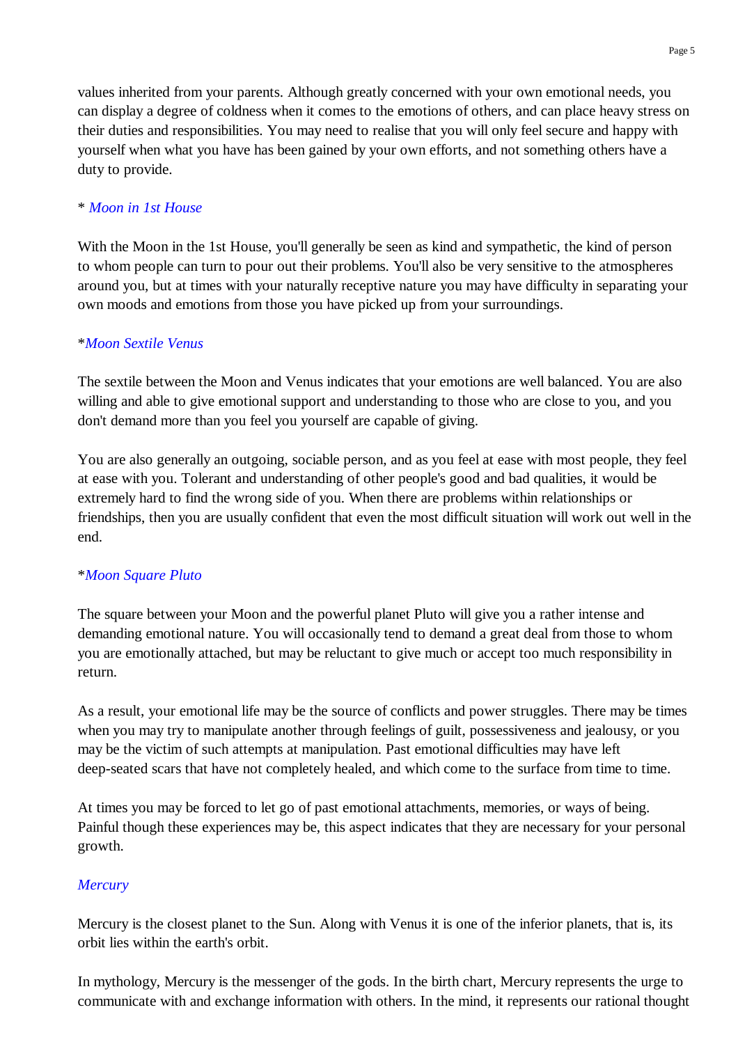values inherited from your parents. Although greatly concerned with your own emotional needs, you can display a degree of coldness when it comes to the emotions of others, and can place heavy stress on their duties and responsibilities. You may need to realise that you will only feel secure and happy with yourself when what you have has been gained by your own efforts, and not something others have a duty to provide.

* *Moon in 1st House*

With the Moon in the 1st House, you'll generally be seen as kind and sympathetic, the kind of person to whom people can turn to pour out their problems. You'll also be very sensitive to the atmospheres around you, but at times with your naturally receptive nature you may have difficulty in separating your own moods and emotions from those you have picked up from your surroundings.

**Moon Sextile Venus*

The sextile between the Moon and Venus indicates that your emotions are well balanced. You are also willing and able to give emotional support and understanding to those who are close to you, and you don't demand more than you feel you yourself are capable of giving.

You are also generally an outgoing, sociable person, and as you feel at ease with most people, they feel at ease with you. Tolerant and understanding of other people's good and bad qualities, it would be extremely hard to find the wrong side of you. When there are problems within relationships or friendships, then you are usually confident that even the most difficult situation will work out well in the end.

**Moon Square Pluto*

The square between your Moon and the powerful planet Pluto will give you a rather intense and demanding emotional nature. You will occasionally tend to demand a great deal from those to whom you are emotionally attached, but may be reluctant to give much or accept too much responsibility in return.

As a result, your emotional life may be the source of conflicts and power struggles. There may be times when you may try to manipulate another through feelings of guilt, possessiveness and jealousy, or you may be the victim of such attempts at manipulation. Past emotional difficulties may have left deep-seated scars that have not completely healed, and which come to the surface from time to time.

At times you may be forced to let go of past emotional attachments, memories, or ways of being. Painful though these experiences may be, this aspect indicates that they are necessary for your personal growth.

*Mercury*

Mercury is the closest planet to the Sun. Along with Venus it is one of the inferior planets, that is, its orbit lies within the earth's orbit.

In mythology, Mercury is the messenger of the gods. In the birth chart, Mercury represents the urge to communicate with and exchange information with others. In the mind, it represents our rational thought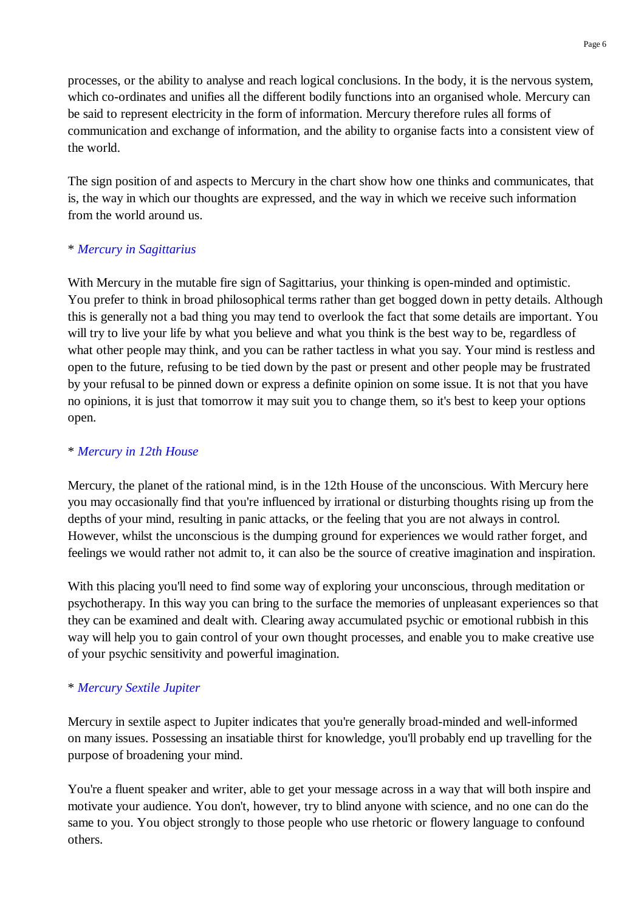processes, or the ability to analyse and reach logical conclusions. In the body, it is the nervous system, which co-ordinates and unifies all the different bodily functions into an organised whole. Mercury can be said to represent electricity in the form of information. Mercury therefore rules all forms of communication and exchange of information, and the ability to organise facts into a consistent view of the world.

The sign position of and aspects to Mercury in the chart show how one thinks and communicates, that is, the way in which our thoughts are expressed, and the way in which we receive such information from the world around us.

\* *Mercury in Sagittarius*

With Mercury in the mutable fire sign of Sagittarius, your thinking is open-minded and optimistic. You prefer to think in broad philosophical terms rather than get bogged down in petty details. Although this is generally not a bad thing you may tend to overlook the fact that some details are important. You will try to live your life by what you believe and what you think is the best way to be, regardless of what other people may think, and you can be rather tactless in what you say. Your mind is restless and open to the future, refusing to be tied down by the past or present and other people may be frustrated by your refusal to be pinned down or express a definite opinion on some issue. It is not that you have no opinions, it is just that tomorrow it may suit you to change them, so it's best to keep your options open.

\* *Mercury in 12th House*

Mercury, the planet of the rational mind, is in the 12th House of the unconscious. With Mercury here you may occasionally find that you're influenced by irrational or disturbing thoughts rising up from the depths of your mind, resulting in panic attacks, or the feeling that you are not always in control. However, whilst the unconscious is the dumping ground for experiences we would rather forget, and feelings we would rather not admit to, it can also be the source of creative imagination and inspiration.

With this placing you'll need to find some way of exploring your unconscious, through meditation or psychotherapy. In this way you can bring to the surface the memories of unpleasant experiences so that they can be examined and dealt with. Clearing away accumulated psychic or emotional rubbish in this way will help you to gain control of your own thought processes, and enable you to make creative use of your psychic sensitivity and powerful imagination.

\* *Mercury Sextile Jupiter*

Mercury in sextile aspect to Jupiter indicates that you're generally broad-minded and well-informed on many issues. Possessing an insatiable thirst for knowledge, you'll probably end up travelling for the purpose of broadening your mind.

You're a fluent speaker and writer, able to get your message across in a way that will both inspire and motivate your audience. You don't, however, try to blind anyone with science, and no one can do the same to you. You object strongly to those people who use rhetoric or flowery language to confound others.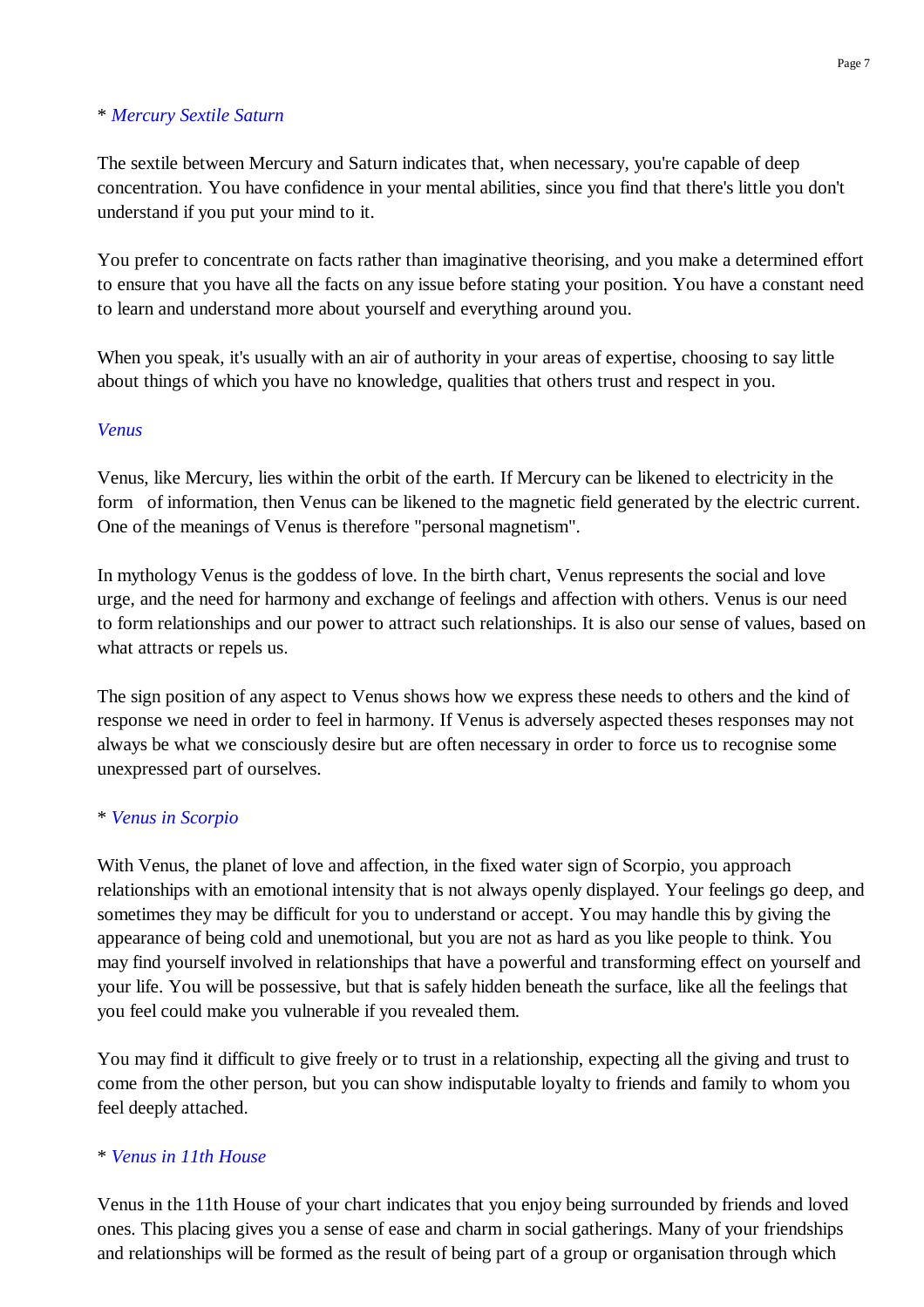\* *Mercury Sextile Saturn*

The sextile between Mercury and Saturn indicates that, when necessary, you're capable of deep concentration. You have confidence in your mental abilities, since you find that there's little you don't understand if you put your mind to it.

You prefer to concentrate on facts rather than imaginative theorising, and you make a determined effort to ensure that you have all the facts on any issue before stating your position. You have a constant need to learn and understand more about yourself and everything around you.

When you speak, it's usually with an air of authority in your areas of expertise, choosing to say little about things of which you have no knowledge, qualities that others trust and respect in you.

*Venus*

Venus, like Mercury, lies within the orbit of the earth. If Mercury can be likened to electricity in the form of information, then Venus can be likened to the magnetic field generated by the electric current. One of the meanings of Venus is therefore "personal magnetism".

In mythology Venus is the goddess of love. In the birth chart, Venus represents the social and love urge, and the need for harmony and exchange of feelings and affection with others. Venus is our need to form relationships and our power to attract such relationships. It is also our sense of values, based on what attracts or repels us.

The sign position of any aspect to Venus shows how we express these needs to others and the kind of response we need in order to feel in harmony. If Venus is adversely aspected theses responses may not always be what we consciously desire but are often necessary in order to force us to recognise some unexpressed part of ourselves.

\* *Venus in Scorpio*

With Venus, the planet of love and affection, in the fixed water sign of Scorpio, you approach relationships with an emotional intensity that is not always openly displayed. Your feelings go deep, and sometimes they may be difficult for you to understand or accept. You may handle this by giving the appearance of being cold and unemotional, but you are not as hard as you like people to think. You may find yourself involved in relationships that have a powerful and transforming effect on yourself and your life. You will be possessive, but that is safely hidden beneath the surface, like all the feelings that you feel could make you vulnerable if you revealed them.

You may find it difficult to give freely or to trust in a relationship, expecting all the giving and trust to come from the other person, but you can show indisputable loyalty to friends and family to whom you feel deeply attached.

\* *Venus in 11th House*

Venus in the 11th House of your chart indicates that you enjoy being surrounded by friends and loved ones. This placing gives you a sense of ease and charm in social gatherings. Many of your friendships and relationships will be formed as the result of being part of a group or organisation through which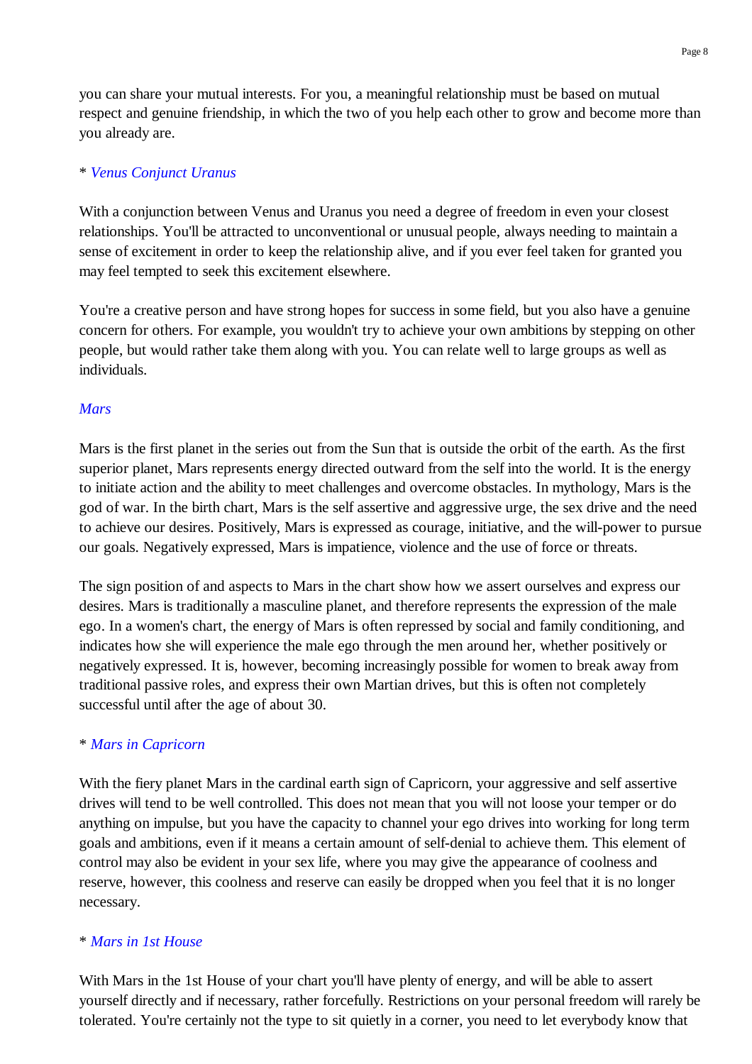you can share your mutual interests. For you, a meaningful relationship must be based on mutual respect and genuine friendship, in which the two of you help each other to grow and become more than you already are.

* *Venus Conjunct Uranus*

With a conjunction between Venus and Uranus you need a degree of freedom in even your closest relationships. You'll be attracted to unconventional or unusual people, always needing to maintain a sense of excitement in order to keep the relationship alive, and if you ever feel taken for granted you may feel tempted to seek this excitement elsewhere.

You're a creative person and have strong hopes for success in some field, but you also have a genuine concern for others. For example, you wouldn't try to achieve your own ambitions by stepping on other people, but would rather take them along with you. You can relate well to large groups as well as individuals.

*Mars*

Mars is the first planet in the series out from the Sun that is outside the orbit of the earth. As the first superior planet, Mars represents energy directed outward from the self into the world. It is the energy to initiate action and the ability to meet challenges and overcome obstacles. In mythology, Mars is the god of war. In the birth chart, Mars is the self assertive and aggressive urge, the sex drive and the need to achieve our desires. Positively, Mars is expressed as courage, initiative, and the will-power to pursue our goals. Negatively expressed, Mars is impatience, violence and the use of force or threats.

The sign position of and aspects to Mars in the chart show how we assert ourselves and express our desires. Mars is traditionally a masculine planet, and therefore represents the expression of the male ego. In a women's chart, the energy of Mars is often repressed by social and family conditioning, and indicates how she will experience the male ego through the men around her, whether positively or negatively expressed. It is, however, becoming increasingly possible for women to break away from traditional passive roles, and express their own Martian drives, but this is often not completely successful until after the age of about 30.

* *Mars in Capricorn*

With the fiery planet Mars in the cardinal earth sign of Capricorn, your aggressive and self assertive drives will tend to be well controlled. This does not mean that you will not loose your temper or do anything on impulse, but you have the capacity to channel your ego drives into working for long term goals and ambitions, even if it means a certain amount of self-denial to achieve them. This element of control may also be evident in your sex life, where you may give the appearance of coolness and reserve, however, this coolness and reserve can easily be dropped when you feel that it is no longer necessary.

* *Mars in 1st House*

With Mars in the 1st House of your chart you'll have plenty of energy, and will be able to assert yourself directly and if necessary, rather forcefully. Restrictions on your personal freedom will rarely be tolerated. You're certainly not the type to sit quietly in a corner, you need to let everybody know that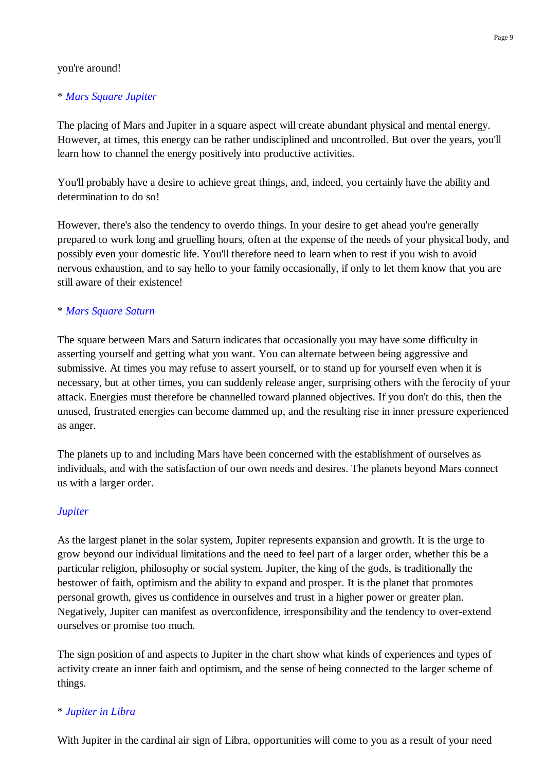you're around!

* *Mars Square Jupiter*

The placing of Mars and Jupiter in a square aspect will create abundant physical and mental energy. However, at times, this energy can be rather undisciplined and uncontrolled. But over the years, you'll learn how to channel the energy positively into productive activities.

You'll probably have a desire to achieve great things, and, indeed, you certainly have the ability and determination to do so!

However, there's also the tendency to overdo things. In your desire to get ahead you're generally prepared to work long and gruelling hours, often at the expense of the needs of your physical body, and possibly even your domestic life. You'll therefore need to learn when to rest if you wish to avoid nervous exhaustion, and to say hello to your family occasionally, if only to let them know that you are still aware of their existence!

* *Mars Square Saturn*

The square between Mars and Saturn indicates that occasionally you may have some difficulty in asserting yourself and getting what you want. You can alternate between being aggressive and submissive. At times you may refuse to assert yourself, or to stand up for yourself even when it is necessary, but at other times, you can suddenly release anger, surprising others with the ferocity of your attack. Energies must therefore be channelled toward planned objectives. If you don't do this, then the unused, frustrated energies can become dammed up, and the resulting rise in inner pressure experienced as anger.

The planets up to and including Mars have been concerned with the establishment of ourselves as individuals, and with the satisfaction of our own needs and desires. The planets beyond Mars connect us with a larger order.

*Jupiter*

As the largest planet in the solar system, Jupiter represents expansion and growth. It is the urge to grow beyond our individual limitations and the need to feel part of a larger order, whether this be a particular religion, philosophy or social system. Jupiter, the king of the gods, is traditionally the bestower of faith, optimism and the ability to expand and prosper. It is the planet that promotes personal growth, gives us confidence in ourselves and trust in a higher power or greater plan. Negatively, Jupiter can manifest as overconfidence, irresponsibility and the tendency to over-extend ourselves or promise too much.

The sign position of and aspects to Jupiter in the chart show what kinds of experiences and types of activity create an inner faith and optimism, and the sense of being connected to the larger scheme of things.

* *Jupiter in Libra*

With Jupiter in the cardinal air sign of Libra, opportunities will come to you as a result of your need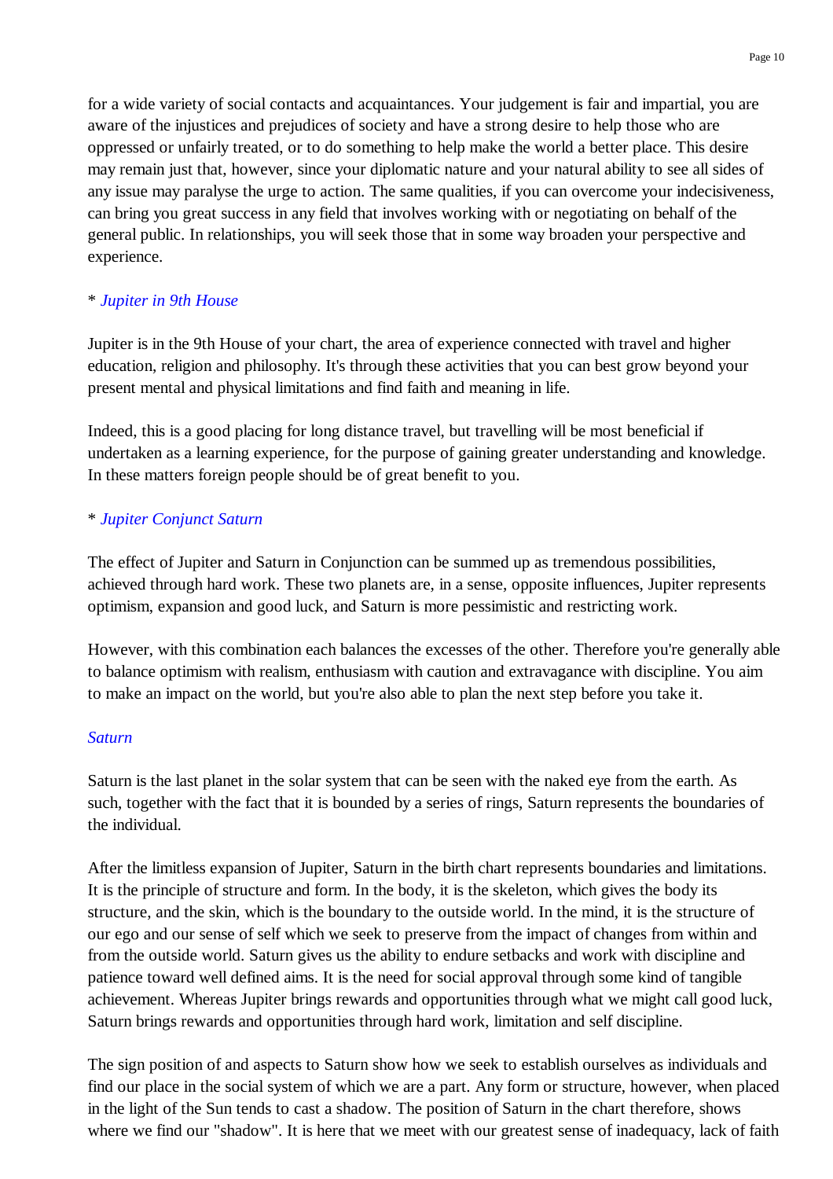for a wide variety of social contacts and acquaintances. Your judgement is fair and impartial, you are aware of the injustices and prejudices of society and have a strong desire to help those who are oppressed or unfairly treated, or to do something to help make the world a better place. This desire may remain just that, however, since your diplomatic nature and your natural ability to see all sides of any issue may paralyse the urge to action. The same qualities, if you can overcome your indecisiveness, can bring you great success in any field that involves working with or negotiating on behalf of the general public. In relationships, you will seek those that in some way broaden your perspective and experience.

\* *Jupiter in 9th House*

Jupiter is in the 9th House of your chart, the area of experience connected with travel and higher education, religion and philosophy. It's through these activities that you can best grow beyond your present mental and physical limitations and find faith and meaning in life.

Indeed, this is a good placing for long distance travel, but travelling will be most beneficial if undertaken as a learning experience, for the purpose of gaining greater understanding and knowledge. In these matters foreign people should be of great benefit to you.

\* *Jupiter Conjunct Saturn*

The effect of Jupiter and Saturn in Conjunction can be summed up as tremendous possibilities, achieved through hard work. These two planets are, in a sense, opposite influences, Jupiter represents optimism, expansion and good luck, and Saturn is more pessimistic and restricting work.

However, with this combination each balances the excesses of the other. Therefore you're generally able to balance optimism with realism, enthusiasm with caution and extravagance with discipline. You aim to make an impact on the world, but you're also able to plan the next step before you take it.

*Saturn*

Saturn is the last planet in the solar system that can be seen with the naked eye from the earth. As such, together with the fact that it is bounded by a series of rings, Saturn represents the boundaries of the individual.

After the limitless expansion of Jupiter, Saturn in the birth chart represents boundaries and limitations. It is the principle of structure and form. In the body, it is the skeleton, which gives the body its structure, and the skin, which is the boundary to the outside world. In the mind, it is the structure of our ego and our sense of self which we seek to preserve from the impact of changes from within and from the outside world. Saturn gives us the ability to endure setbacks and work with discipline and patience toward well defined aims. It is the need for social approval through some kind of tangible achievement. Whereas Jupiter brings rewards and opportunities through what we might call good luck, Saturn brings rewards and opportunities through hard work, limitation and self discipline.

The sign position of and aspects to Saturn show how we seek to establish ourselves as individuals and find our place in the social system of which we are a part. Any form or structure, however, when placed in the light of the Sun tends to cast a shadow. The position of Saturn in the chart therefore, shows where we find our "shadow". It is here that we meet with our greatest sense of inadequacy, lack of faith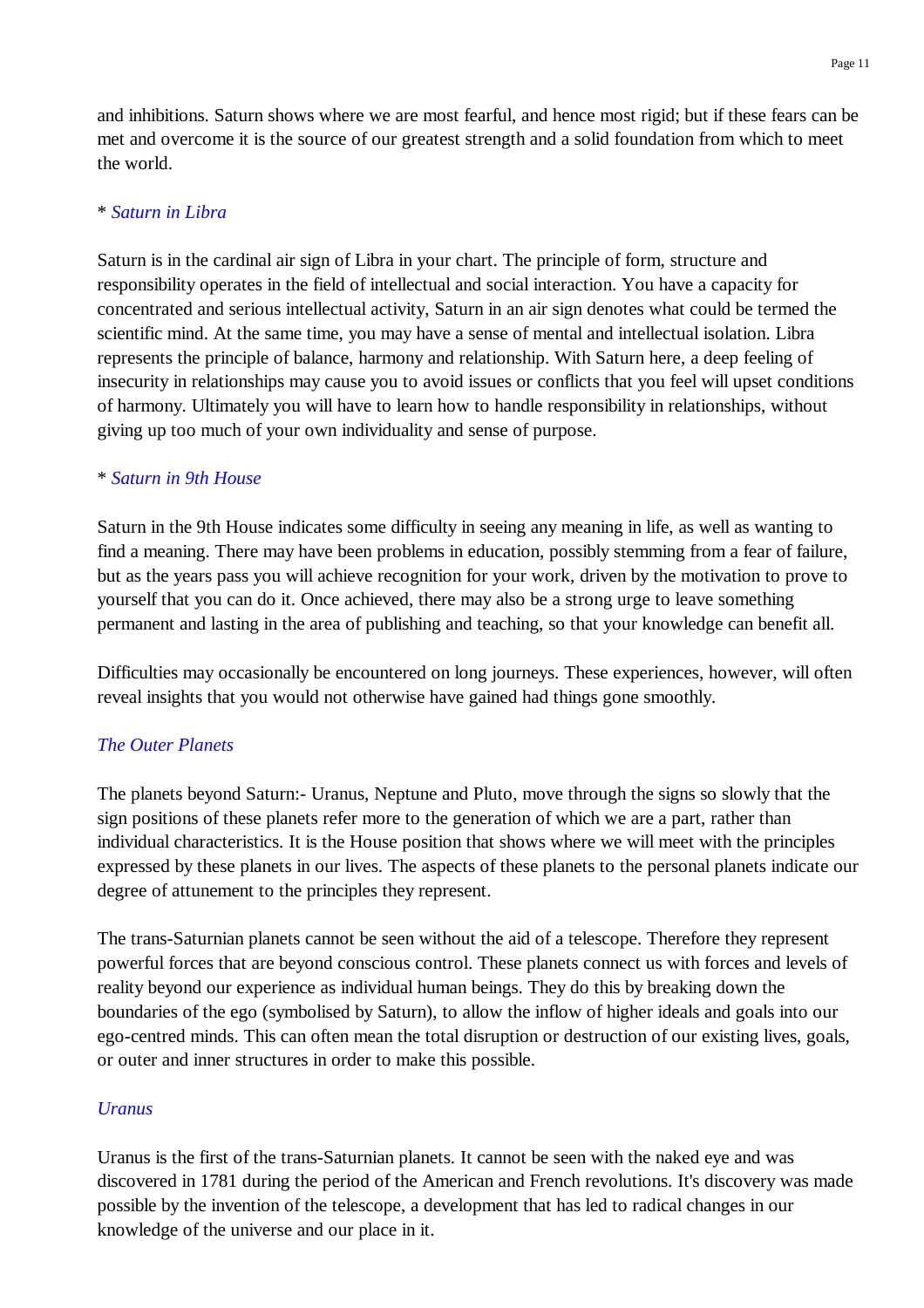and inhibitions. Saturn shows where we are most fearful, and hence most rigid; but if these fears can be met and overcome it is the source of our greatest strength and a solid foundation from which to meet the world.

* *Saturn in Libra*

Saturn is in the cardinal air sign of Libra in your chart. The principle of form, structure and responsibility operates in the field of intellectual and social interaction. You have a capacity for concentrated and serious intellectual activity, Saturn in an air sign denotes what could be termed the scientific mind. At the same time, you may have a sense of mental and intellectual isolation. Libra represents the principle of balance, harmony and relationship. With Saturn here, a deep feeling of insecurity in relationships may cause you to avoid issues or conflicts that you feel will upset conditions of harmony. Ultimately you will have to learn how to handle responsibility in relationships, without giving up too much of your own individuality and sense of purpose.

* *Saturn in 9th House*

Saturn in the 9th House indicates some difficulty in seeing any meaning in life, as well as wanting to find a meaning. There may have been problems in education, possibly stemming from a fear of failure, but as the years pass you will achieve recognition for your work, driven by the motivation to prove to yourself that you can do it. Once achieved, there may also be a strong urge to leave something permanent and lasting in the area of publishing and teaching, so that your knowledge can benefit all.

Difficulties may occasionally be encountered on long journeys. These experiences, however, will often reveal insights that you would not otherwise have gained had things gone smoothly.

## *The Outer Planets*

The planets beyond Saturn:- Uranus, Neptune and Pluto, move through the signs so slowly that the sign positions of these planets refer more to the generation of which we are a part, rather than individual characteristics. It is the House position that shows where we will meet with the principles expressed by these planets in our lives. The aspects of these planets to the personal planets indicate our degree of attunement to the principles they represent.

The trans-Saturnian planets cannot be seen without the aid of a telescope. Therefore they represent powerful forces that are beyond conscious control. These planets connect us with forces and levels of reality beyond our experience as individual human beings. They do this by breaking down the boundaries of the ego (symbolised by Saturn), to allow the inflow of higher ideals and goals into our ego-centred minds. This can often mean the total disruption or destruction of our existing lives, goals, or outer and inner structures in order to make this possible.

### *Uranus*

Uranus is the first of the trans-Saturnian planets. It cannot be seen with the naked eye and was discovered in 1781 during the period of the American and French revolutions. It's discovery was made possible by the invention of the telescope, a development that has led to radical changes in our knowledge of the universe and our place in it.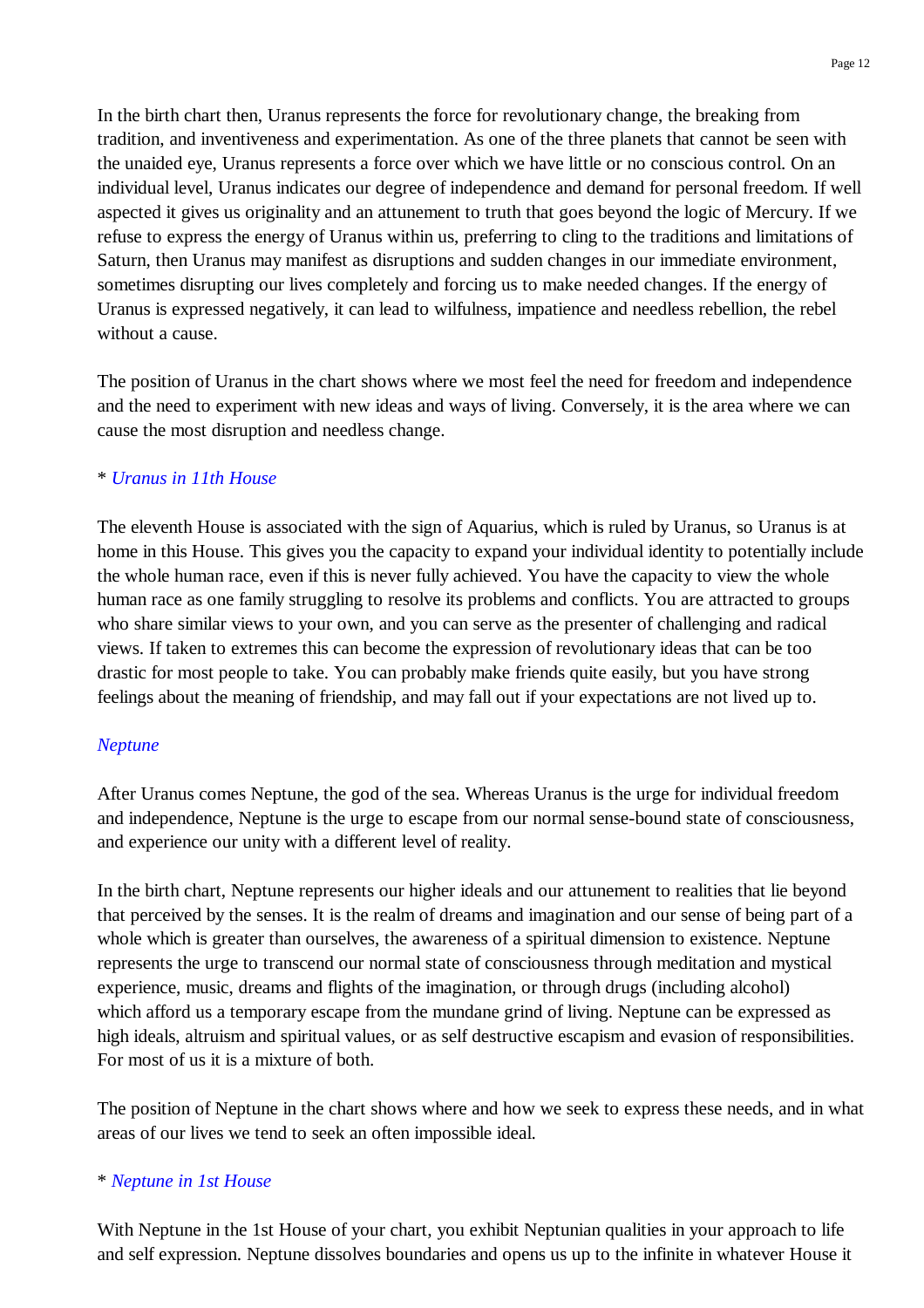In the birth chart then, Uranus represents the force for revolutionary change, the breaking from tradition, and inventiveness and experimentation. As one of the three planets that cannot be seen with the unaided eye, Uranus represents a force over which we have little or no conscious control. On an individual level, Uranus indicates our degree of independence and demand for personal freedom. If well aspected it gives us originality and an attunement to truth that goes beyond the logic of Mercury. If we refuse to express the energy of Uranus within us, preferring to cling to the traditions and limitations of Saturn, then Uranus may manifest as disruptions and sudden changes in our immediate environment, sometimes disrupting our lives completely and forcing us to make needed changes. If the energy of Uranus is expressed negatively, it can lead to wilfulness, impatience and needless rebellion, the rebel without a cause.

The position of Uranus in the chart shows where we most feel the need for freedom and independence and the need to experiment with new ideas and ways of living. Conversely, it is the area where we can cause the most disruption and needless change.

* *Uranus in 11th House*

The eleventh House is associated with the sign of Aquarius, which is ruled by Uranus, so Uranus is at home in this House. This gives you the capacity to expand your individual identity to potentially include the whole human race, even if this is never fully achieved. You have the capacity to view the whole human race as one family struggling to resolve its problems and conflicts. You are attracted to groups who share similar views to your own, and you can serve as the presenter of challenging and radical views. If taken to extremes this can become the expression of revolutionary ideas that can be too drastic for most people to take. You can probably make friends quite easily, but you have strong feelings about the meaning of friendship, and may fall out if your expectations are not lived up to.

*Neptune*

After Uranus comes Neptune, the god of the sea. Whereas Uranus is the urge for individual freedom and independence, Neptune is the urge to escape from our normal sense-bound state of consciousness, and experience our unity with a different level of reality.

In the birth chart, Neptune represents our higher ideals and our attunement to realities that lie beyond that perceived by the senses. It is the realm of dreams and imagination and our sense of being part of a whole which is greater than ourselves, the awareness of a spiritual dimension to existence. Neptune represents the urge to transcend our normal state of consciousness through meditation and mystical experience, music, dreams and flights of the imagination, or through drugs (including alcohol) which afford us a temporary escape from the mundane grind of living. Neptune can be expressed as high ideals, altruism and spiritual values, or as self destructive escapism and evasion of responsibilities. For most of us it is a mixture of both.

The position of Neptune in the chart shows where and how we seek to express these needs, and in what areas of our lives we tend to seek an often impossible ideal.

* *Neptune in 1st House*

With Neptune in the 1st House of your chart, you exhibit Neptunian qualities in your approach to life and self expression. Neptune dissolves boundaries and opens us up to the infinite in whatever House it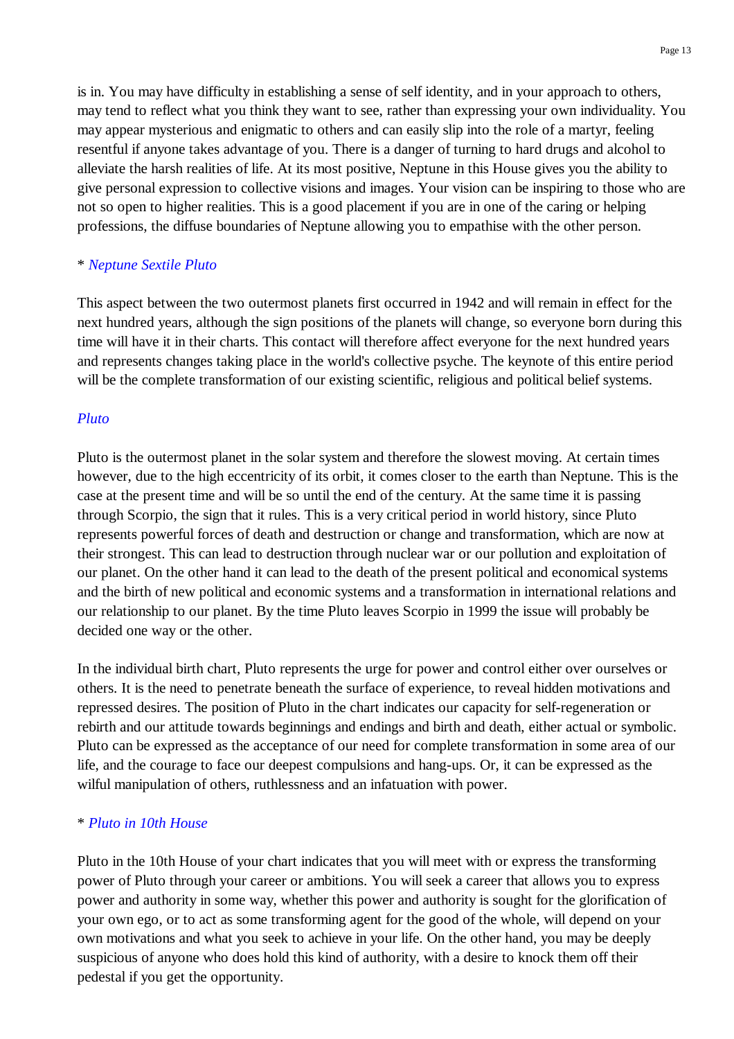is in. You may have difficulty in establishing a sense of self identity, and in your approach to others, may tend to reflect what you think they want to see, rather than expressing your own individuality. You may appear mysterious and enigmatic to others and can easily slip into the role of a martyr, feeling resentful if anyone takes advantage of you. There is a danger of turning to hard drugs and alcohol to alleviate the harsh realities of life. At its most positive, Neptune in this House gives you the ability to give personal expression to collective visions and images. Your vision can be inspiring to those who are not so open to higher realities. This is a good placement if you are in one of the caring or helping professions, the diffuse boundaries of Neptune allowing you to empathise with the other person.

* *Neptune Sextile Pluto*

This aspect between the two outermost planets first occurred in 1942 and will remain in effect for the next hundred years, although the sign positions of the planets will change, so everyone born during this time will have it in their charts. This contact will therefore affect everyone for the next hundred years and represents changes taking place in the world's collective psyche. The keynote of this entire period will be the complete transformation of our existing scientific, religious and political belief systems.

*Pluto*

Pluto is the outermost planet in the solar system and therefore the slowest moving. At certain times however, due to the high eccentricity of its orbit, it comes closer to the earth than Neptune. This is the case at the present time and will be so until the end of the century. At the same time it is passing through Scorpio, the sign that it rules. This is a very critical period in world history, since Pluto represents powerful forces of death and destruction or change and transformation, which are now at their strongest. This can lead to destruction through nuclear war or our pollution and exploitation of our planet. On the other hand it can lead to the death of the present political and economical systems and the birth of new political and economic systems and a transformation in international relations and our relationship to our planet. By the time Pluto leaves Scorpio in 1999 the issue will probably be decided one way or the other.

In the individual birth chart, Pluto represents the urge for power and control either over ourselves or others. It is the need to penetrate beneath the surface of experience, to reveal hidden motivations and repressed desires. The position of Pluto in the chart indicates our capacity for self-regeneration or rebirth and our attitude towards beginnings and endings and birth and death, either actual or symbolic. Pluto can be expressed as the acceptance of our need for complete transformation in some area of our life, and the courage to face our deepest compulsions and hang-ups. Or, it can be expressed as the wilful manipulation of others, ruthlessness and an infatuation with power.

* *Pluto in 10th House*

Pluto in the 10th House of your chart indicates that you will meet with or express the transforming power of Pluto through your career or ambitions. You will seek a career that allows you to express power and authority in some way, whether this power and authority is sought for the glorification of your own ego, or to act as some transforming agent for the good of the whole, will depend on your own motivations and what you seek to achieve in your life. On the other hand, you may be deeply suspicious of anyone who does hold this kind of authority, with a desire to knock them off their pedestal if you get the opportunity.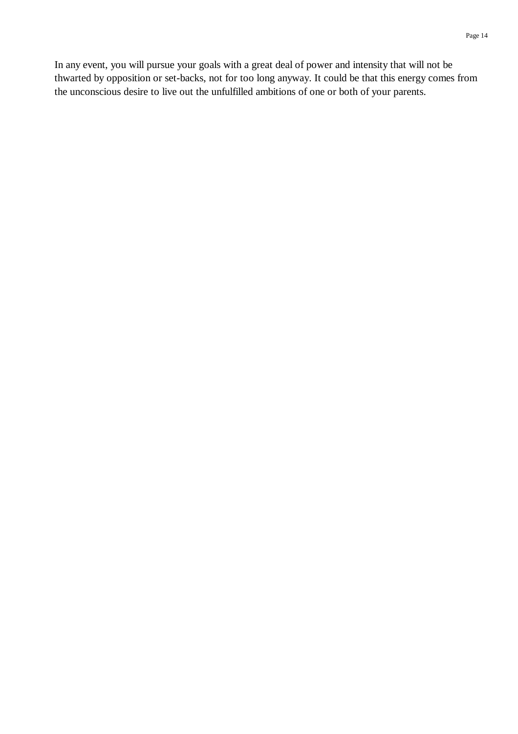In any event, you will pursue your goals with a great deal of power and intensity that will not be thwarted by opposition or set-backs, not for too long anyway. It could be that this energy comes from the unconscious desire to live out the unfulfilled ambitions of one or both of your parents.